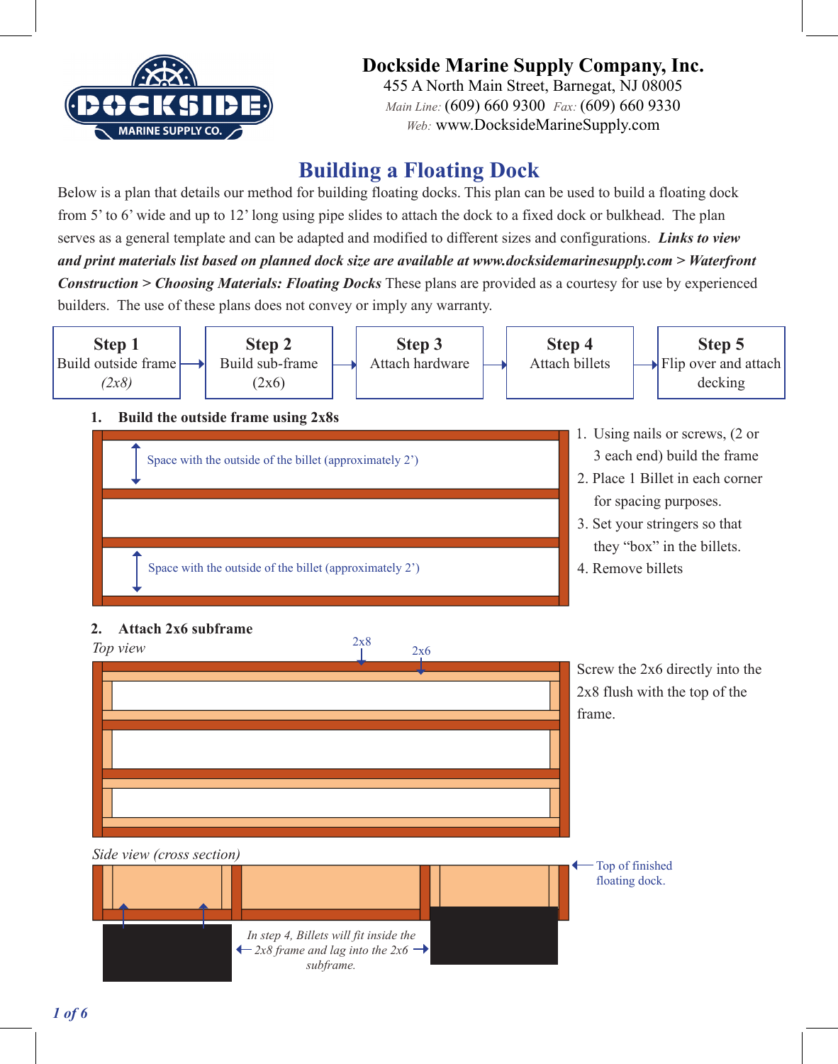# Dockside Marine Supply Company, Inc.

455 A North Main Street, Barnegat, NJ 08005

*Main Line:* (609) 660 9300 *Fax:* (609) 660 9330

*Web:* www.DocksideMarineSupply.com

## Building a Floating Dock

Below is a plan that details our method for building floating docks. This plan can be used to build a floating dock from 5' to 6' wide and up to 12' long using pipe slides to attach the dock to a fixed dock or bulkhead. The plan serves as a general template and can be adapted and modified to different sizes and configurations. ***Links to view and print materials list based on planned dock size are available at www.docksidemarinesupply.com > Waterfront Construction > Choosing Materials: Floating Docks*** These plans are provided as a courtesy for use by experienced builders. The use of these plans does not convey or imply any warranty.

| Step 1 | Step 2 | Step 3 | Step 4 | Step 5 |
|---|---|---|---|---|
| Build outside frame *(2x8)* | Build sub-frame (2x6) | Attach hardware | Attach billets | Flip over and attach decking |

### 1. Build the outside frame using 2x8s

Space with the outside of the billet (approximately 2')

Space with the outside of the billet (approximately 2')

1. Using nails or screws, (2 or 3 each end) build the frame
2. Place 1 Billet in each corner for spacing purposes.
3. Set your stringers so that they "box" in the billets.
4. Remove billets

### 2. Attach 2x6 subframe

*Top view*

2x8

2x6

Screw the 2x6 directly into the 2x8 flush with the top of the frame.

*Side view (cross section)*

Top of finished floating dock.

*In step 4, Billets will fit inside the 2x8 frame and lag into the 2x6 subframe.*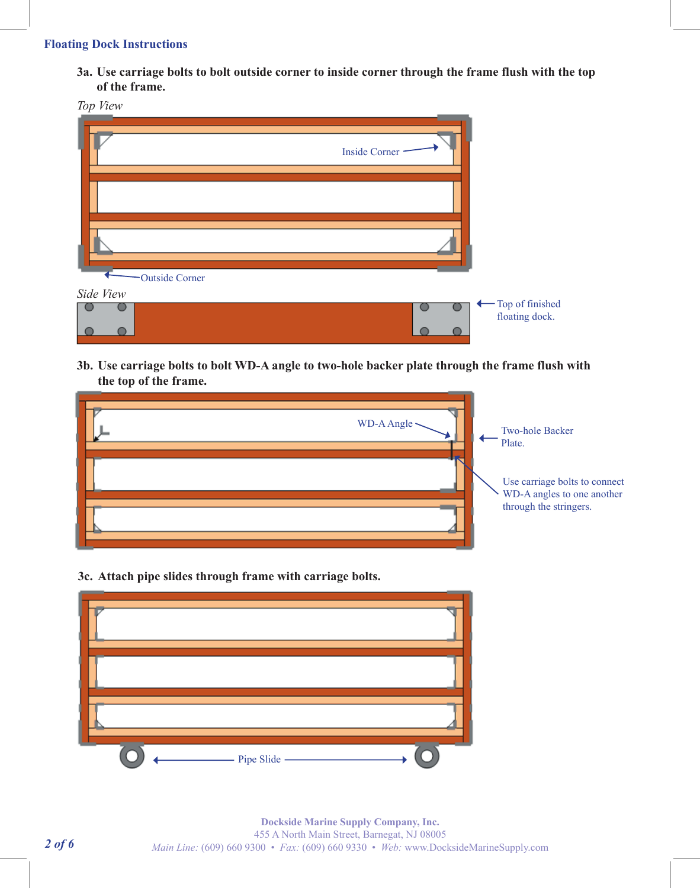**Floating Dock Instructions**

**3a. Use carriage bolts to bolt outside corner to inside corner through the frame flush with the top of the frame.**

*Top View*

Inside Corner

Outside Corner

*Side View*

Top of finished floating dock.

**3b. Use carriage bolts to bolt WD-A angle to two-hole backer plate through the frame flush with the top of the frame.**

WD-A Angle

Two-hole Backer Plate.

Use carriage bolts to connect WD-A angles to one another through the stringers.

**3c. Attach pipe slides through frame with carriage bolts.**

Pipe Slide

Dockside Marine Supply Company, Inc.
455 A North Main Street, Barnegat, NJ 08005
*Main Line:* (609) 660 9300 • *Fax:* (609) 660 9330 • *Web:* www.DocksideMarineSupply.com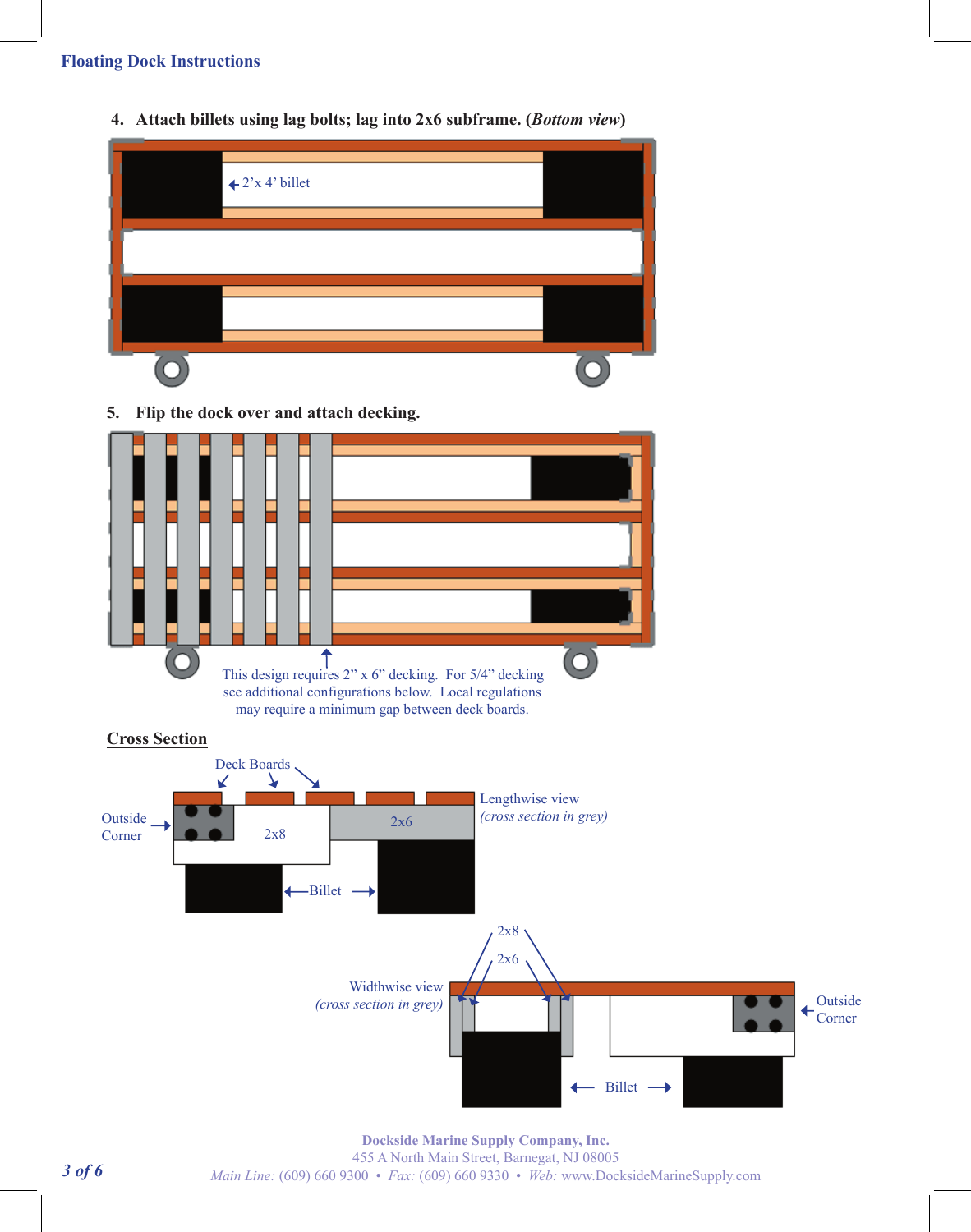4. **Attach billets using lag bolts; lag into 2x6 subframe. (*Bottom view*)**

2'x 4' billet

5. **Flip the dock over and attach decking.**

This design requires 2" x 6" decking. For 5/4" decking see additional configurations below. Local regulations may require a minimum gap between deck boards.

**Cross Section**

Deck Boards

Outside Corner

2x8

2x6

Lengthwise view
*(cross section in grey)*

Billet

2x8

2x6

Widthwise view
*(cross section in grey)*

Outside Corner

Billet

**Dockside Marine Supply Company, Inc.**
455 A North Main Street, Barnegat, NJ 08005
*Main Line:* (609) 660 9300 • *Fax:* (609) 660 9330 • *Web:* www.DocksideMarineSupply.com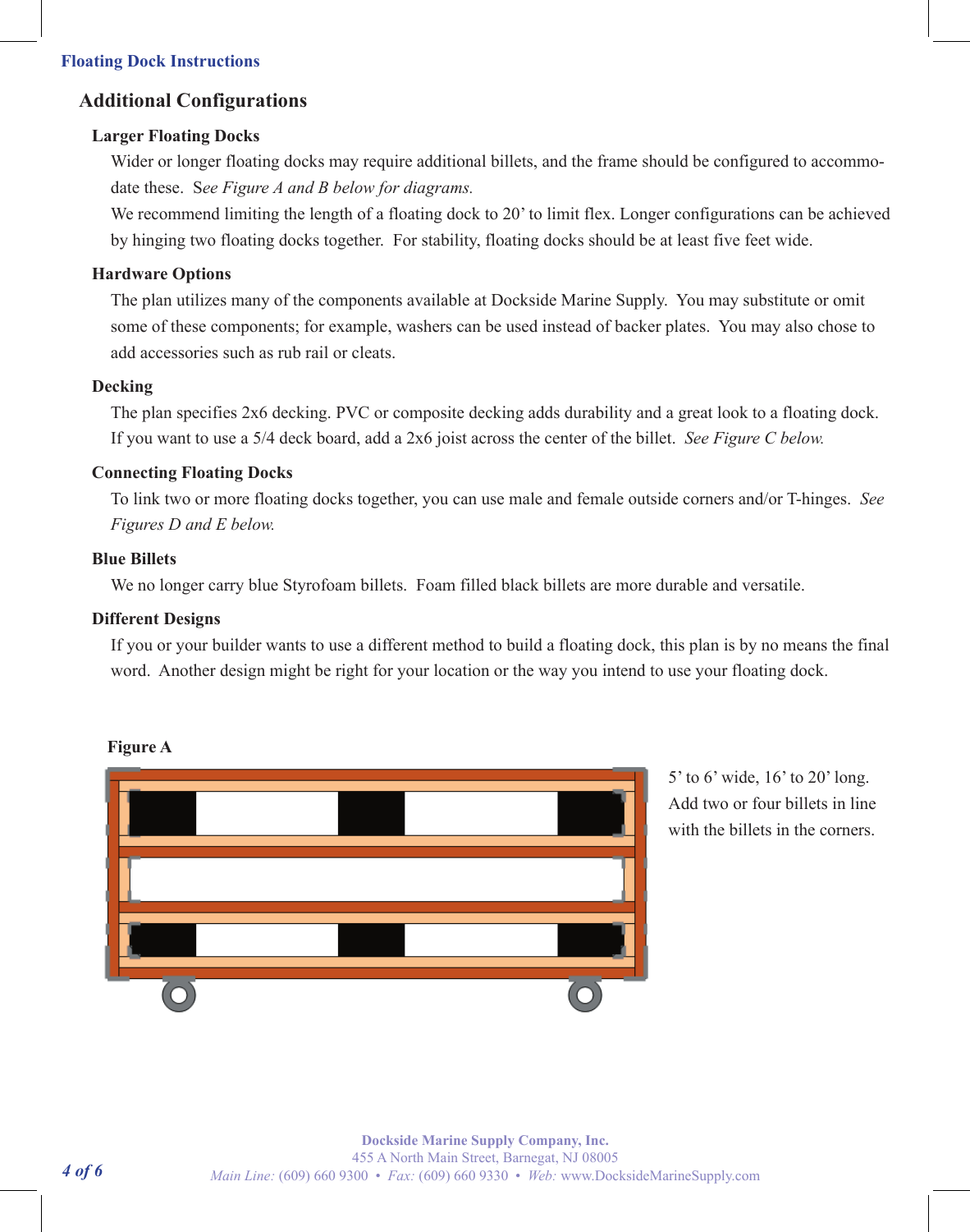## Additional Configurations

### Larger Floating Docks

Wider or longer floating docks may require additional billets, and the frame should be configured to accommodate these. S*ee Figure A and B below for diagrams.*

We recommend limiting the length of a floating dock to 20' to limit flex. Longer configurations can be achieved by hinging two floating docks together. For stability, floating docks should be at least five feet wide.

### Hardware Options

The plan utilizes many of the components available at Dockside Marine Supply. You may substitute or omit some of these components; for example, washers can be used instead of backer plates. You may also chose to add accessories such as rub rail or cleats.

### Decking

The plan specifies 2x6 decking. PVC or composite decking adds durability and a great look to a floating dock. If you want to use a 5/4 deck board, add a 2x6 joist across the center of the billet. *See Figure C below.*

### Connecting Floating Docks

To link two or more floating docks together, you can use male and female outside corners and/or T-hinges. *See Figures D and E below.*

### Blue Billets

We no longer carry blue Styrofoam billets. Foam filled black billets are more durable and versatile.

### Different Designs

If you or your builder wants to use a different method to build a floating dock, this plan is by no means the final word. Another design might be right for your location or the way you intend to use your floating dock.

**Figure A**

5' to 6' wide, 16' to 20' long. Add two or four billets in line with the billets in the corners.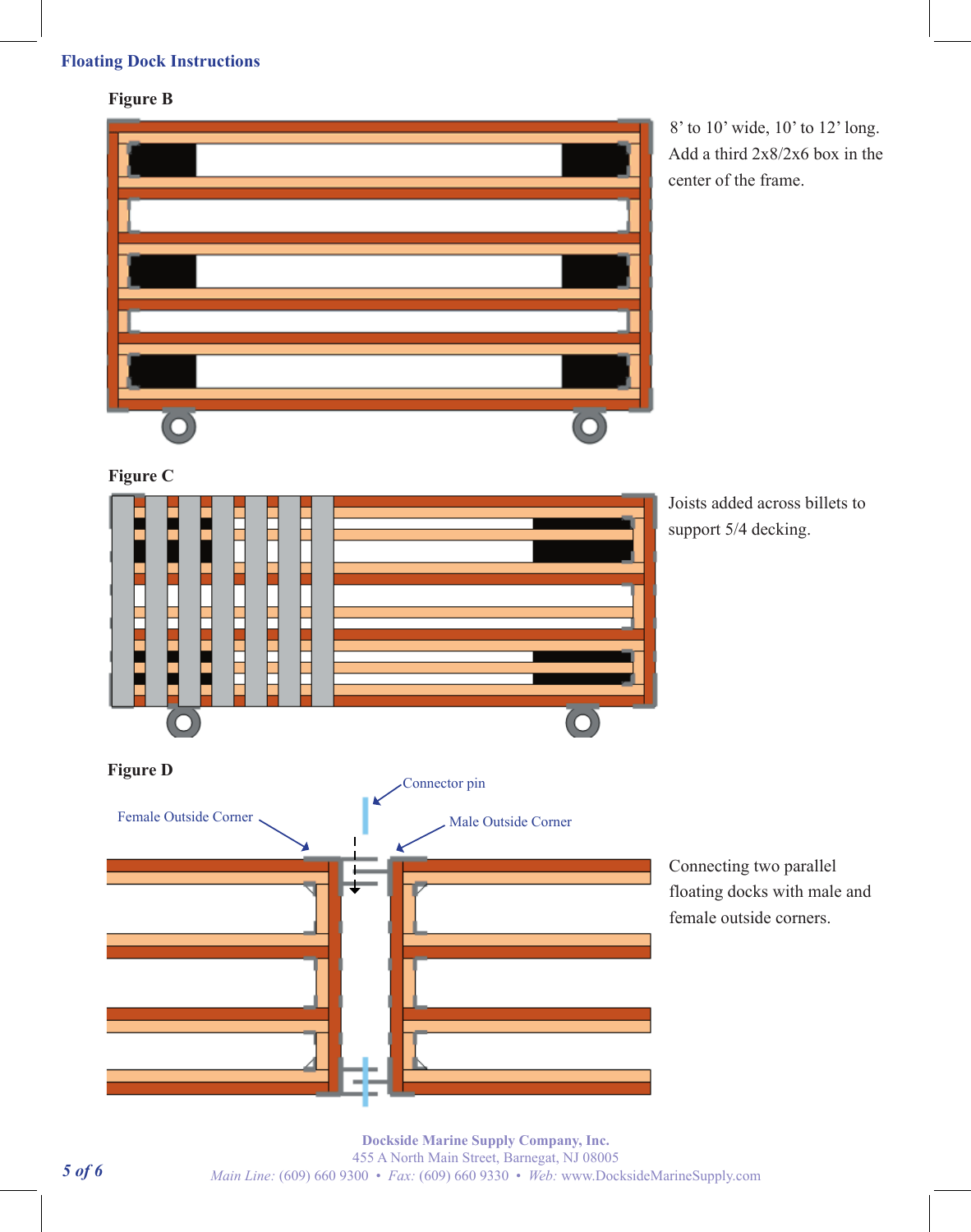**Floating Dock Instructions**

**Figure B**

8' to 10' wide, 10' to 12' long. Add a third 2x8/2x6 box in the center of the frame.

**Figure C**

Joists added across billets to support 5/4 decking.

**Figure D**

Connector pin

Female Outside Corner

Male Outside Corner

Connecting two parallel floating docks with male and female outside corners.

**Dockside Marine Supply Company, Inc.**
455 A North Main Street, Barnegat, NJ 08005
*Main Line:* (609) 660 9300 • *Fax:* (609) 660 9330 • *Web:* www.DocksideMarineSupply.com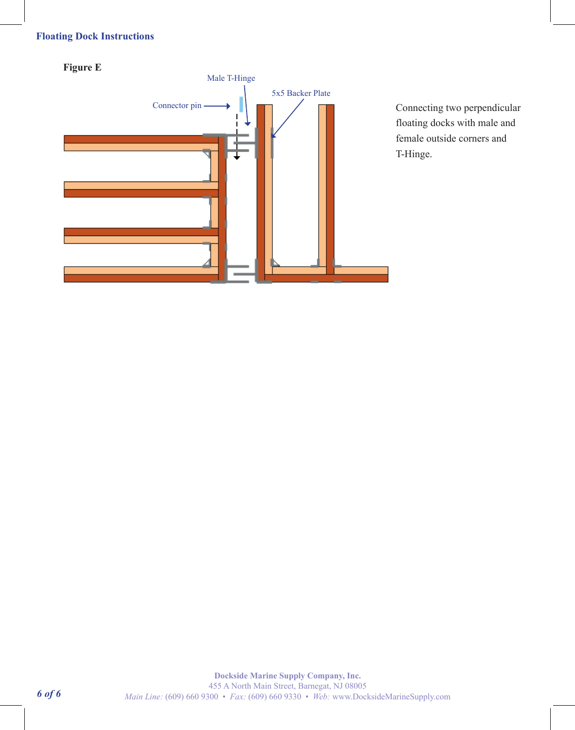**Figure E**

Male T-Hinge

5x5 Backer Plate

Connector pin

Connecting two perpendicular floating docks with male and female outside corners and T-Hinge.

**Dockside Marine Supply Company, Inc.**
455 A North Main Street, Barnegat, NJ 08005
*Main Line:* (609) 660 9300 • *Fax:* (609) 660 9330 • *Web:* www.DocksideMarineSupply.com